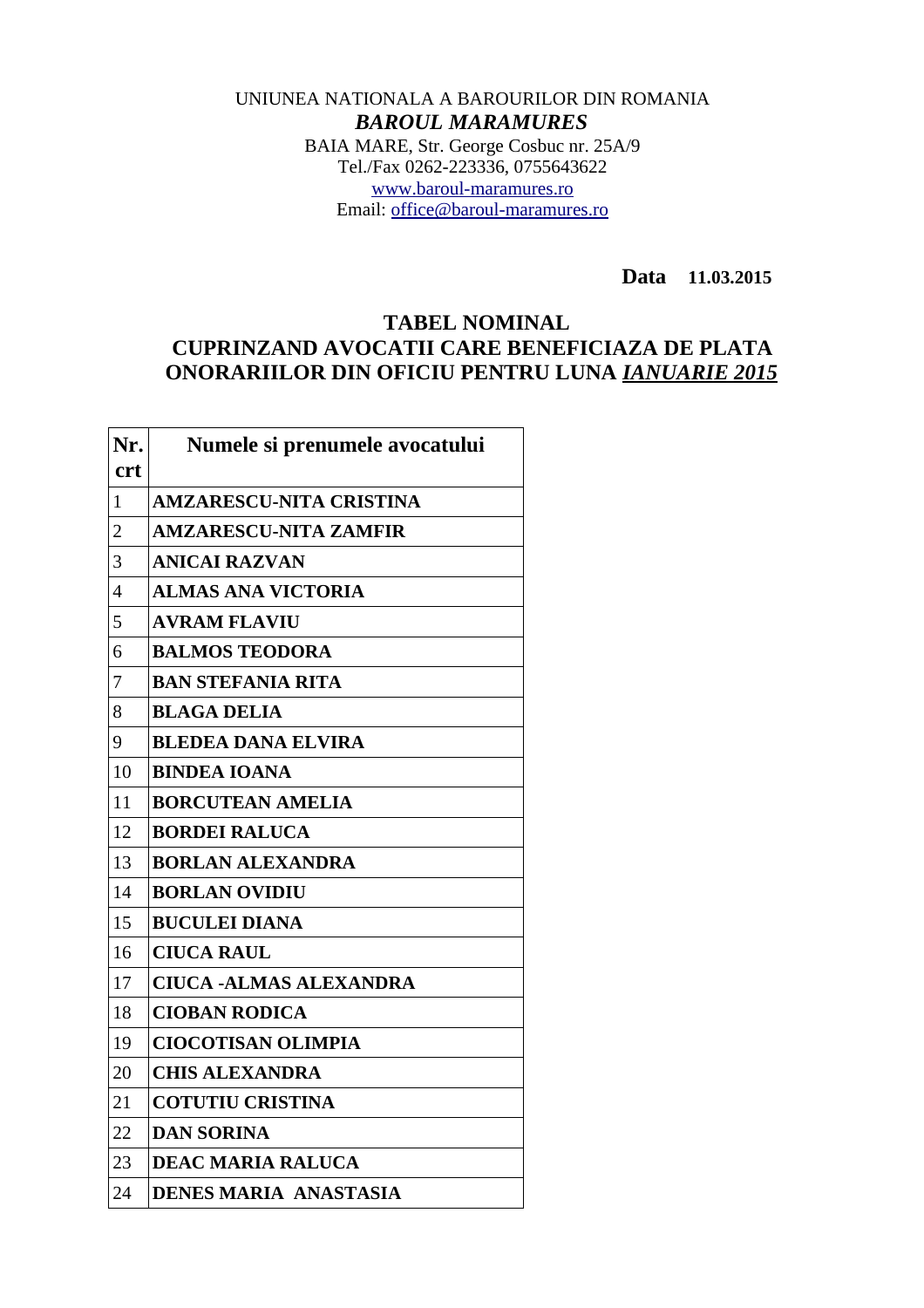UNIUNEA NATIONALA A BAROURILOR DIN ROMANIA

***BAROUL MARAMURES***

BAIA MARE, Str. George Cosbuc nr. 25A/9

Tel./Fax 0262-223336, 0755643622

www.baroul-maramures.ro

Email: office@baroul-maramures.ro

**Data 11.03.2015**

## TABEL NOMINAL
## CUPRINZAND AVOCATII CARE BENEFICIAZA DE PLATA ONORARIILOR DIN OFICIU PENTRU LUNA *IANUARIE 2015*

| Nr. crt | Numele si prenumele avocatului |
|---|---|
| 1 | **AMZARESCU-NITA CRISTINA** |
| 2 | **AMZARESCU-NITA ZAMFIR** |
| 3 | **ANICAI RAZVAN** |
| 4 | **ALMAS ANA VICTORIA** |
| 5 | **AVRAM FLAVIU** |
| 6 | **BALMOS TEODORA** |
| 7 | **BAN STEFANIA RITA** |
| 8 | **BLAGA DELIA** |
| 9 | **BLEDEA DANA ELVIRA** |
| 10 | **BINDEA IOANA** |
| 11 | **BORCUTEAN AMELIA** |
| 12 | **BORDEI RALUCA** |
| 13 | **BORLAN ALEXANDRA** |
| 14 | **BORLAN OVIDIU** |
| 15 | **BUCULEI DIANA** |
| 16 | **CIUCA RAUL** |
| 17 | **CIUCA -ALMAS ALEXANDRA** |
| 18 | **CIOBAN RODICA** |
| 19 | **CIOCOTISAN OLIMPIA** |
| 20 | **CHIS ALEXANDRA** |
| 21 | **COTUTIU CRISTINA** |
| 22 | **DAN SORINA** |
| 23 | **DEAC MARIA RALUCA** |
| 24 | **DENES MARIA ANASTASIA** |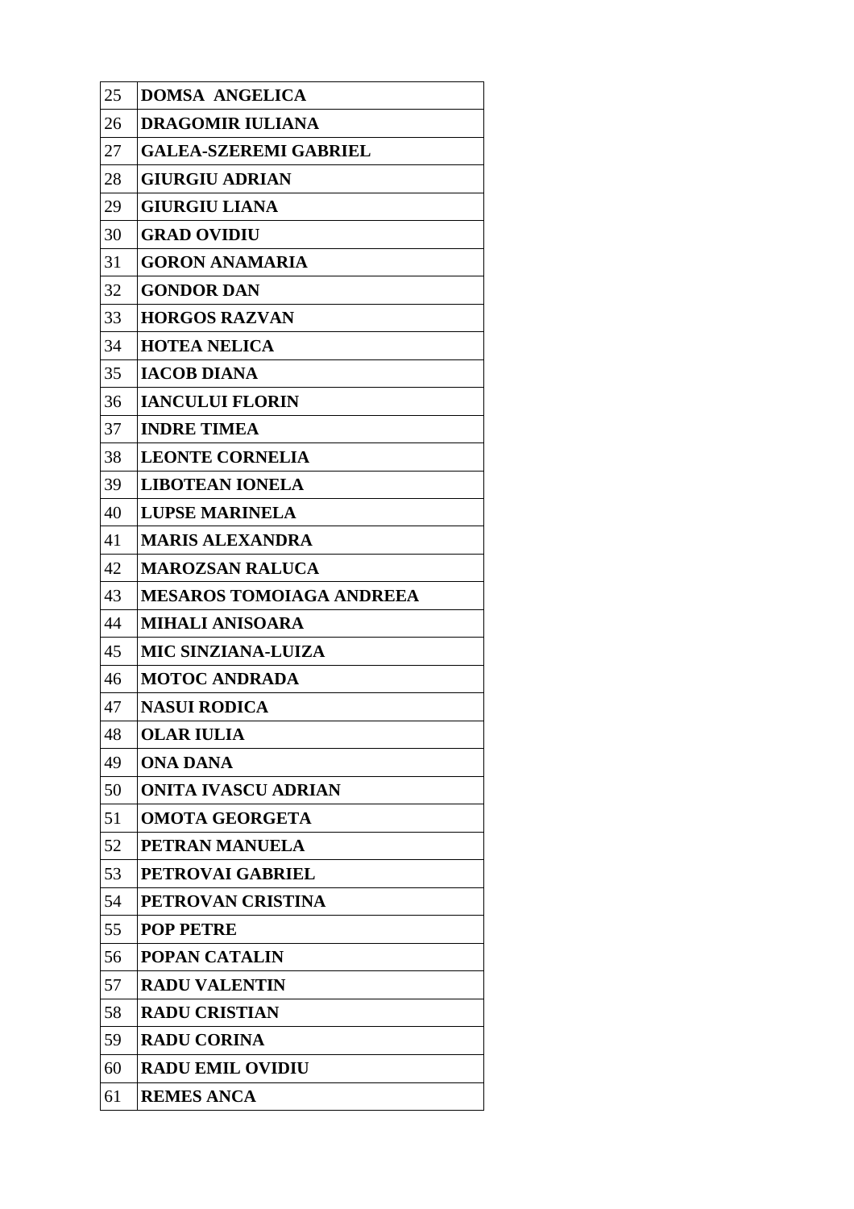| 25 | **DOMSA  ANGELICA** |
|---|---|
| 26 | **DRAGOMIR IULIANA** |
| 27 | **GALEA-SZEREMI GABRIEL** |
| 28 | **GIURGIU ADRIAN** |
| 29 | **GIURGIU LIANA** |
| 30 | **GRAD OVIDIU** |
| 31 | **GORON ANAMARIA** |
| 32 | **GONDOR DAN** |
| 33 | **HORGOS RAZVAN** |
| 34 | **HOTEA NELICA** |
| 35 | **IACOB DIANA** |
| 36 | **IANCULUI FLORIN** |
| 37 | **INDRE TIMEA** |
| 38 | **LEONTE CORNELIA** |
| 39 | **LIBOTEAN IONELA** |
| 40 | **LUPSE MARINELA** |
| 41 | **MARIS ALEXANDRA** |
| 42 | **MAROZSAN RALUCA** |
| 43 | **MESAROS TOMOIAGA ANDREEA** |
| 44 | **MIHALI ANISOARA** |
| 45 | **MIC SINZIANA-LUIZA** |
| 46 | **MOTOC ANDRADA** |
| 47 | **NASUI RODICA** |
| 48 | **OLAR IULIA** |
| 49 | **ONA DANA** |
| 50 | **ONITA IVASCU ADRIAN** |
| 51 | **OMOTA GEORGETA** |
| 52 | **PETRAN MANUELA** |
| 53 | **PETROVAI GABRIEL** |
| 54 | **PETROVAN CRISTINA** |
| 55 | **POP PETRE** |
| 56 | **POPAN CATALIN** |
| 57 | **RADU VALENTIN** |
| 58 | **RADU CRISTIAN** |
| 59 | **RADU CORINA** |
| 60 | **RADU EMIL OVIDIU** |
| 61 | **REMES ANCA** |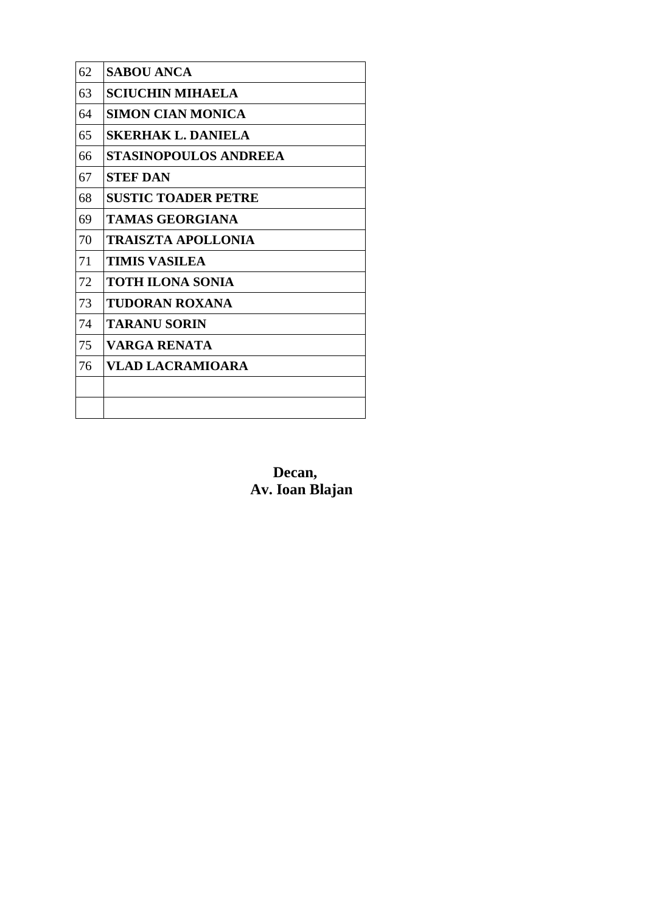| | |
|---|---|
| 62 | **SABOU ANCA** |
| 63 | **SCIUCHIN MIHAELA** |
| 64 | **SIMON CIAN MONICA** |
| 65 | **SKERHAK L. DANIELA** |
| 66 | **STASINOPOULOS ANDREEA** |
| 67 | **STEF DAN** |
| 68 | **SUSTIC TOADER PETRE** |
| 69 | **TAMAS GEORGIANA** |
| 70 | **TRAISZTA APOLLONIA** |
| 71 | **TIMIS VASILEA** |
| 72 | **TOTH ILONA SONIA** |
| 73 | **TUDORAN ROXANA** |
| 74 | **TARANU SORIN** |
| 75 | **VARGA RENATA** |
| 76 | **VLAD LACRAMIOARA** |
| | |
| | |

**Decan,**
**Av. Ioan Blajan**